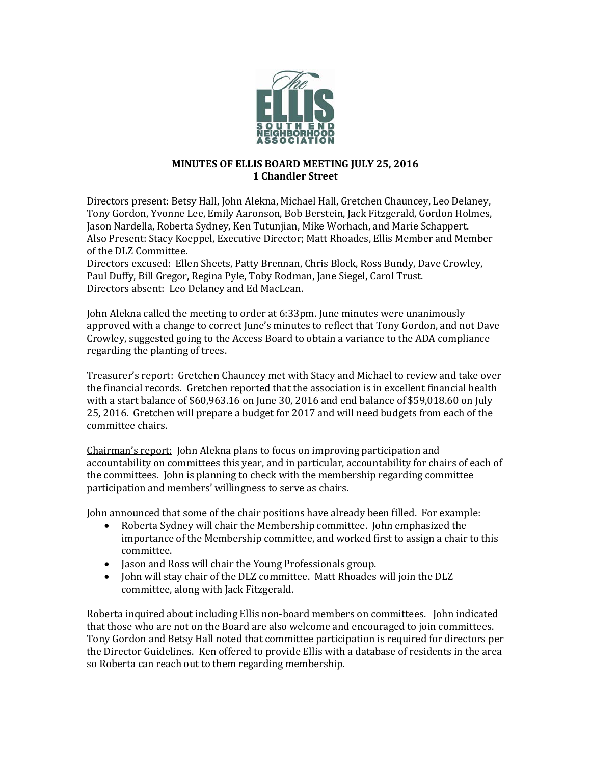# MINUTES OF ELLIS BOARD MEETING JULY 25, 2016
## 1 Chandler Street

Directors present: Betsy Hall, John Alekna, Michael Hall, Gretchen Chauncey, Leo Delaney, Tony Gordon, Yvonne Lee, Emily Aaronson, Bob Berstein, Jack Fitzgerald, Gordon Holmes, Jason Nardella, Roberta Sydney, Ken Tutunjian, Mike Worhach, and Marie Schappert.
Also Present: Stacy Koeppel, Executive Director; Matt Rhoades, Ellis Member and Member of the DLZ Committee.
Directors excused: Ellen Sheets, Patty Brennan, Chris Block, Ross Bundy, Dave Crowley, Paul Duffy, Bill Gregor, Regina Pyle, Toby Rodman, Jane Siegel, Carol Trust.
Directors absent: Leo Delaney and Ed MacLean.

John Alekna called the meeting to order at 6:33pm. June minutes were unanimously approved with a change to correct June's minutes to reflect that Tony Gordon, and not Dave Crowley, suggested going to the Access Board to obtain a variance to the ADA compliance regarding the planting of trees.

Treasurer's report: Gretchen Chauncey met with Stacy and Michael to review and take over the financial records. Gretchen reported that the association is in excellent financial health with a start balance of $60,963.16 on June 30, 2016 and end balance of $59,018.60 on July 25, 2016. Gretchen will prepare a budget for 2017 and will need budgets from each of the committee chairs.

Chairman's report: John Alekna plans to focus on improving participation and accountability on committees this year, and in particular, accountability for chairs of each of the committees. John is planning to check with the membership regarding committee participation and members' willingness to serve as chairs.

John announced that some of the chair positions have already been filled. For example:

- Roberta Sydney will chair the Membership committee. John emphasized the importance of the Membership committee, and worked first to assign a chair to this committee.
- Jason and Ross will chair the Young Professionals group.
- John will stay chair of the DLZ committee. Matt Rhoades will join the DLZ committee, along with Jack Fitzgerald.

Roberta inquired about including Ellis non-board members on committees. John indicated that those who are not on the Board are also welcome and encouraged to join committees. Tony Gordon and Betsy Hall noted that committee participation is required for directors per the Director Guidelines. Ken offered to provide Ellis with a database of residents in the area so Roberta can reach out to them regarding membership.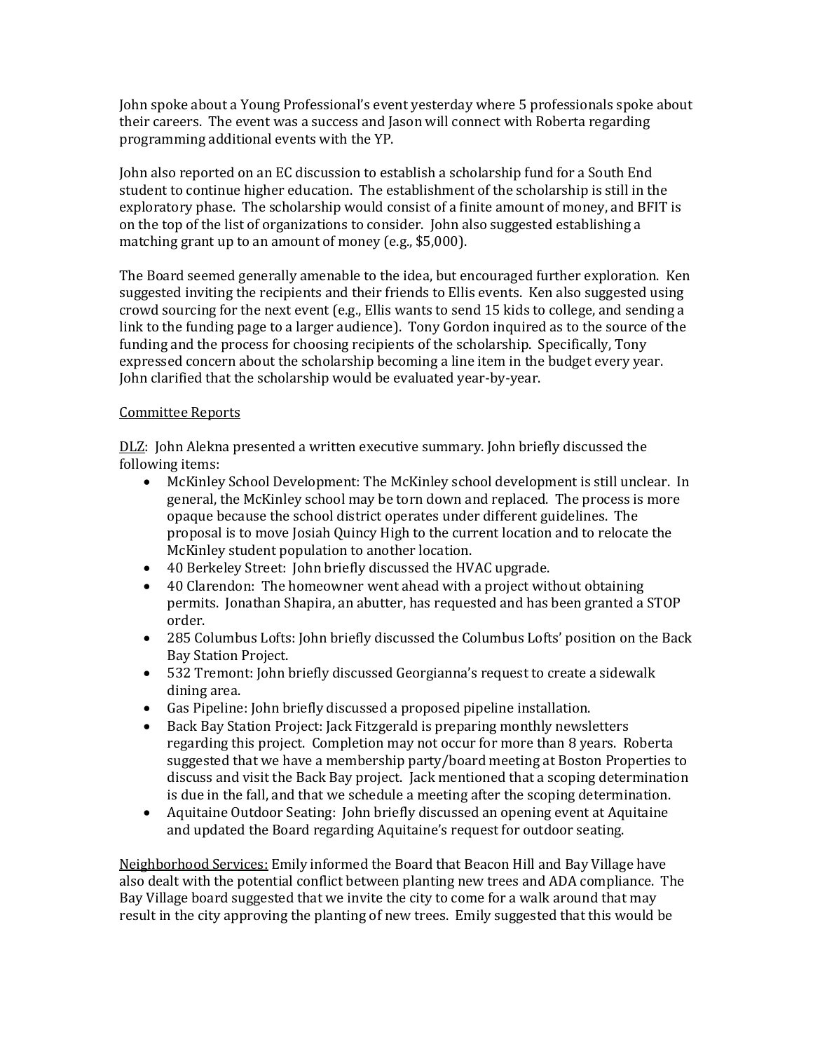John spoke about a Young Professional's event yesterday where 5 professionals spoke about their careers. The event was a success and Jason will connect with Roberta regarding programming additional events with the YP.

John also reported on an EC discussion to establish a scholarship fund for a South End student to continue higher education. The establishment of the scholarship is still in the exploratory phase. The scholarship would consist of a finite amount of money, and BFIT is on the top of the list of organizations to consider. John also suggested establishing a matching grant up to an amount of money (e.g., $5,000).

The Board seemed generally amenable to the idea, but encouraged further exploration. Ken suggested inviting the recipients and their friends to Ellis events. Ken also suggested using crowd sourcing for the next event (e.g., Ellis wants to send 15 kids to college, and sending a link to the funding page to a larger audience). Tony Gordon inquired as to the source of the funding and the process for choosing recipients of the scholarship. Specifically, Tony expressed concern about the scholarship becoming a line item in the budget every year. John clarified that the scholarship would be evaluated year-by-year.

<u>Committee Reports</u>

<u>DLZ</u>: John Alekna presented a written executive summary. John briefly discussed the following items:

- McKinley School Development: The McKinley school development is still unclear. In general, the McKinley school may be torn down and replaced. The process is more opaque because the school district operates under different guidelines. The proposal is to move Josiah Quincy High to the current location and to relocate the McKinley student population to another location.
- 40 Berkeley Street: John briefly discussed the HVAC upgrade.
- 40 Clarendon: The homeowner went ahead with a project without obtaining permits. Jonathan Shapira, an abutter, has requested and has been granted a STOP order.
- 285 Columbus Lofts: John briefly discussed the Columbus Lofts' position on the Back Bay Station Project.
- 532 Tremont: John briefly discussed Georgianna's request to create a sidewalk dining area.
- Gas Pipeline: John briefly discussed a proposed pipeline installation.
- Back Bay Station Project: Jack Fitzgerald is preparing monthly newsletters regarding this project. Completion may not occur for more than 8 years. Roberta suggested that we have a membership party/board meeting at Boston Properties to discuss and visit the Back Bay project. Jack mentioned that a scoping determination is due in the fall, and that we schedule a meeting after the scoping determination.
- Aquitaine Outdoor Seating: John briefly discussed an opening event at Aquitaine and updated the Board regarding Aquitaine's request for outdoor seating.

<u>Neighborhood Services:</u> Emily informed the Board that Beacon Hill and Bay Village have also dealt with the potential conflict between planting new trees and ADA compliance. The Bay Village board suggested that we invite the city to come for a walk around that may result in the city approving the planting of new trees. Emily suggested that this would be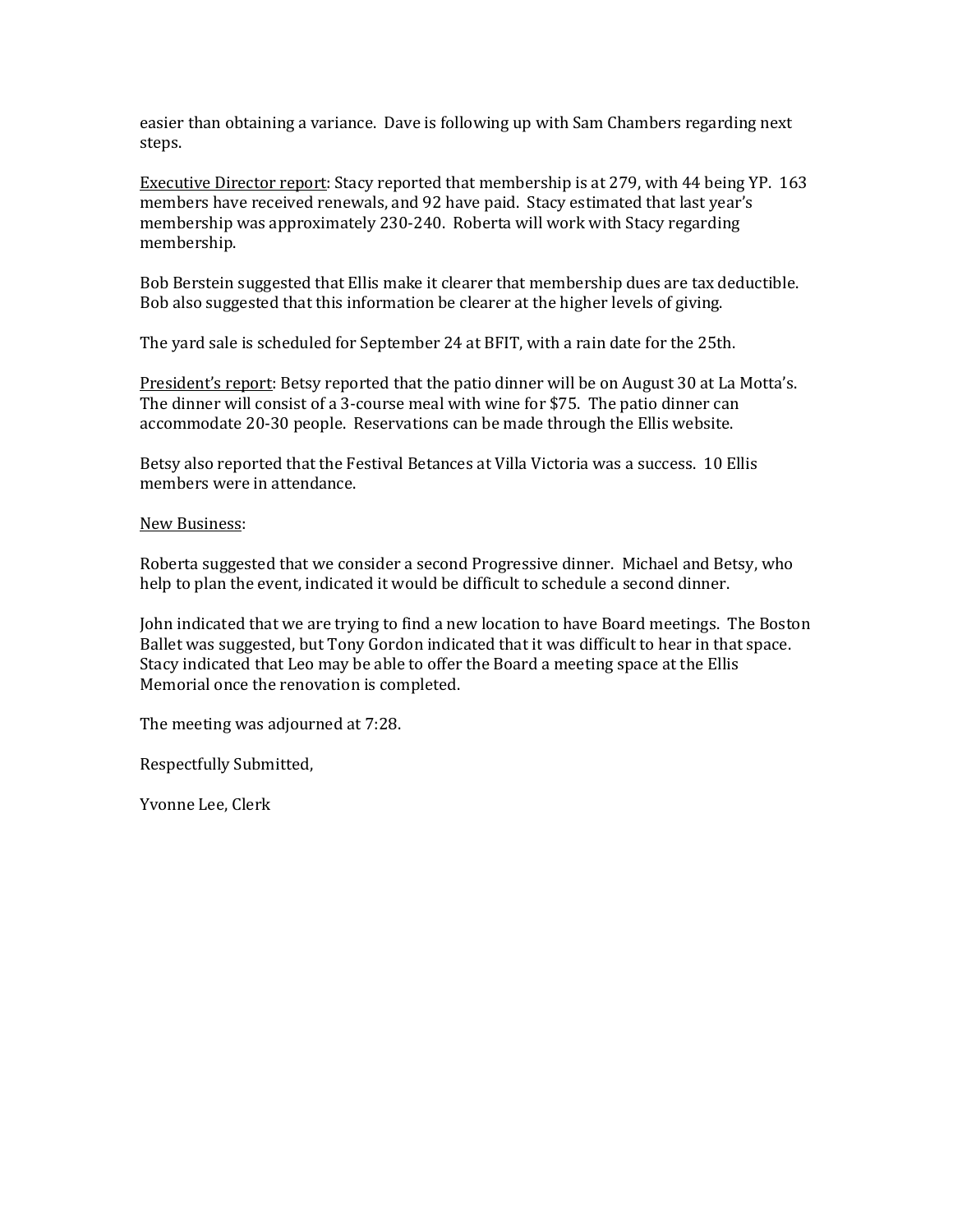easier than obtaining a variance. Dave is following up with Sam Chambers regarding next steps.

<u>Executive Director report</u>: Stacy reported that membership is at 279, with 44 being YP. 163 members have received renewals, and 92 have paid. Stacy estimated that last year's membership was approximately 230-240. Roberta will work with Stacy regarding membership.

Bob Berstein suggested that Ellis make it clearer that membership dues are tax deductible. Bob also suggested that this information be clearer at the higher levels of giving.

The yard sale is scheduled for September 24 at BFIT, with a rain date for the 25th.

<u>President's report</u>: Betsy reported that the patio dinner will be on August 30 at La Motta's. The dinner will consist of a 3-course meal with wine for $75. The patio dinner can accommodate 20-30 people. Reservations can be made through the Ellis website.

Betsy also reported that the Festival Betances at Villa Victoria was a success. 10 Ellis members were in attendance.

<u>New Business</u>:

Roberta suggested that we consider a second Progressive dinner. Michael and Betsy, who help to plan the event, indicated it would be difficult to schedule a second dinner.

John indicated that we are trying to find a new location to have Board meetings. The Boston Ballet was suggested, but Tony Gordon indicated that it was difficult to hear in that space. Stacy indicated that Leo may be able to offer the Board a meeting space at the Ellis Memorial once the renovation is completed.

The meeting was adjourned at 7:28.

Respectfully Submitted,

Yvonne Lee, Clerk